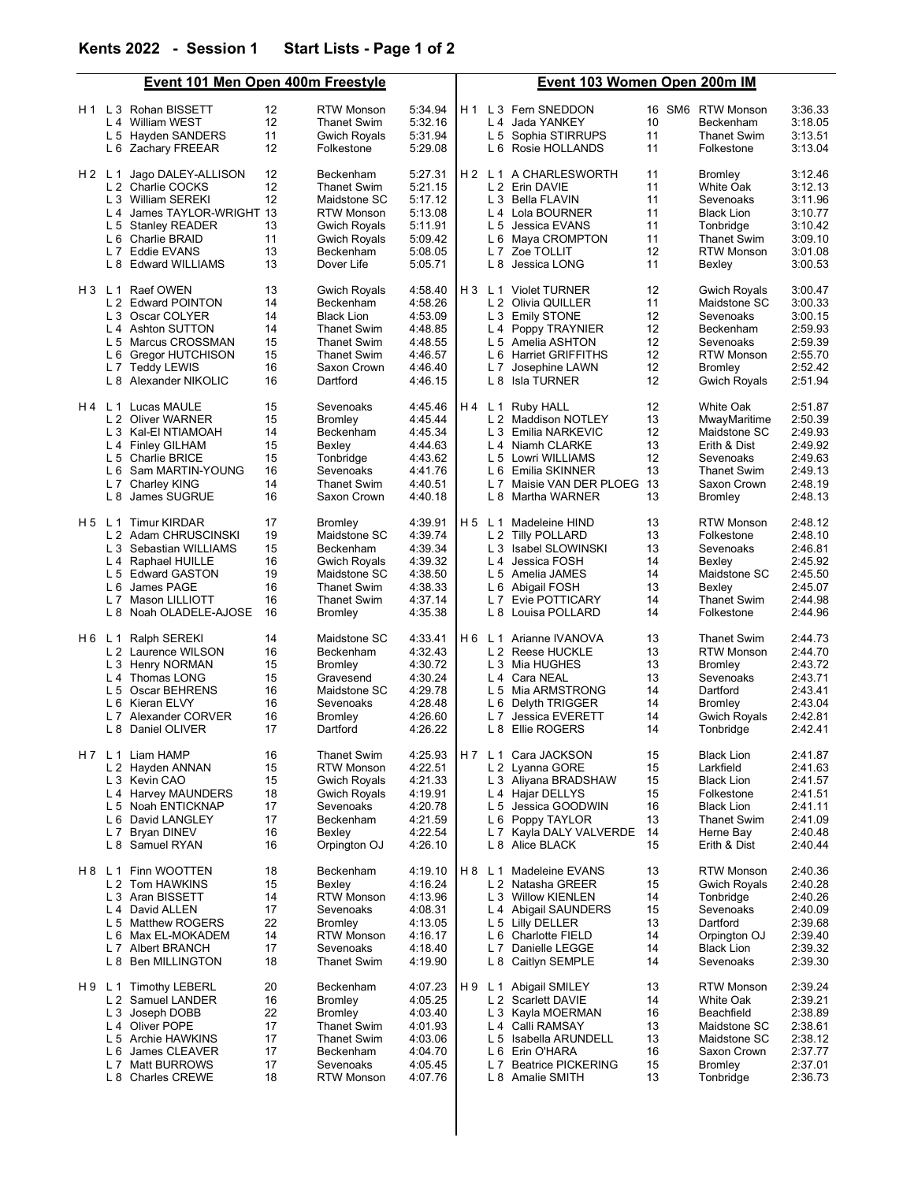## Kents 2022 - Session 1 Start Lists

### Event 101 Men Open 400m Freestyle

| Heat | Lane | Name | Age | Club | Time |
|---|---|---|---|---|---|
| H 1 | L 3 | Rohan BISSETT | 12 | RTW Monson | 5:34.94 |
| | L 4 | William WEST | 12 | Thanet Swim | 5:32.16 |
| | L 5 | Hayden SANDERS | 11 | Gwich Royals | 5:31.94 |
| | L 6 | Zachary FREEAR | 12 | Folkestone | 5:29.08 |
| H 2 | L 1 | Jago DALEY-ALLISON | 12 | Beckenham | 5:27.31 |
| | L 2 | Charlie COCKS | 12 | Thanet Swim | 5:21.15 |
| | L 3 | William SEREKI | 12 | Maidstone SC | 5:17.12 |
| | L 4 | James TAYLOR-WRIGHT | 13 | RTW Monson | 5:13.08 |
| | L 5 | Stanley READER | 13 | Gwich Royals | 5:11.91 |
| | L 6 | Charlie BRAID | 11 | Gwich Royals | 5:09.42 |
| | L 7 | Eddie EVANS | 13 | Beckenham | 5:08.05 |
| | L 8 | Edward WILLIAMS | 13 | Dover Life | 5:05.71 |
| H 3 | L 1 | Raef OWEN | 13 | Gwich Royals | 4:58.40 |
| | L 2 | Edward POINTON | 14 | Beckenham | 4:58.26 |
| | L 3 | Oscar COLYER | 14 | Black Lion | 4:53.09 |
| | L 4 | Ashton SUTTON | 14 | Thanet Swim | 4:48.85 |
| | L 5 | Marcus CROSSMAN | 15 | Thanet Swim | 4:48.55 |
| | L 6 | Gregor HUTCHISON | 15 | Thanet Swim | 4:46.57 |
| | L 7 | Teddy LEWIS | 16 | Saxon Crown | 4:46.40 |
| | L 8 | Alexander NIKOLIC | 16 | Dartford | 4:46.15 |
| H 4 | L 1 | Lucas MAULE | 15 | Sevenoaks | 4:45.46 |
| | L 2 | Oliver WARNER | 15 | Bromley | 4:45.44 |
| | L 3 | Kal-El NTIAMOAH | 14 | Beckenham | 4:45.34 |
| | L 4 | Finley GILHAM | 15 | Bexley | 4:44.63 |
| | L 5 | Charlie BRICE | 15 | Tonbridge | 4:43.62 |
| | L 6 | Sam MARTIN-YOUNG | 16 | Sevenoaks | 4:41.76 |
| | L 7 | Charley KING | 14 | Thanet Swim | 4:40.51 |
| | L 8 | James SUGRUE | 16 | Saxon Crown | 4:40.18 |
| H 5 | L 1 | Timur KIRDAR | 17 | Bromley | 4:39.91 |
| | L 2 | Adam CHRUSCINSKI | 19 | Maidstone SC | 4:39.74 |
| | L 3 | Sebastian WILLIAMS | 15 | Beckenham | 4:39.34 |
| | L 4 | Raphael HUILLE | 16 | Gwich Royals | 4:39.32 |
| | L 5 | Edward GASTON | 19 | Maidstone SC | 4:38.50 |
| | L 6 | James PAGE | 16 | Thanet Swim | 4:38.33 |
| | L 7 | Mason LILLIOTT | 16 | Thanet Swim | 4:37.14 |
| | L 8 | Noah OLADELE-AJOSE | 16 | Bromley | 4:35.38 |
| H 6 | L 1 | Ralph SEREKI | 14 | Maidstone SC | 4:33.41 |
| | L 2 | Laurence WILSON | 16 | Beckenham | 4:32.43 |
| | L 3 | Henry NORMAN | 15 | Bromley | 4:30.72 |
| | L 4 | Thomas LONG | 15 | Gravesend | 4:30.24 |
| | L 5 | Oscar BEHRENS | 16 | Maidstone SC | 4:29.78 |
| | L 6 | Kieran ELVY | 16 | Sevenoaks | 4:28.48 |
| | L 7 | Alexander CORVER | 16 | Bromley | 4:26.60 |
| | L 8 | Daniel OLIVER | 17 | Dartford | 4:26.22 |
| H 7 | L 1 | Liam HAMP | 16 | Thanet Swim | 4:25.93 |
| | L 2 | Hayden ANNAN | 15 | RTW Monson | 4:22.51 |
| | L 3 | Kevin CAO | 15 | Gwich Royals | 4:21.33 |
| | L 4 | Harvey MAUNDERS | 18 | Gwich Royals | 4:19.91 |
| | L 5 | Noah ENTICKNAP | 17 | Sevenoaks | 4:20.78 |
| | L 6 | David LANGLEY | 17 | Beckenham | 4:21.59 |
| | L 7 | Bryan DINEV | 16 | Bexley | 4:22.54 |
| | L 8 | Samuel RYAN | 16 | Orpington OJ | 4:26.10 |
| H 8 | L 1 | Finn WOOTTEN | 18 | Beckenham | 4:19.10 |
| | L 2 | Tom HAWKINS | 15 | Bexley | 4:16.24 |
| | L 3 | Aran BISSETT | 14 | RTW Monson | 4:13.96 |
| | L 4 | David ALLEN | 17 | Sevenoaks | 4:08.31 |
| | L 5 | Matthew ROGERS | 22 | Bromley | 4:13.05 |
| | L 6 | Max EL-MOKADEM | 14 | RTW Monson | 4:16.17 |
| | L 7 | Albert BRANCH | 17 | Sevenoaks | 4:18.40 |
| | L 8 | Ben MILLINGTON | 18 | Thanet Swim | 4:19.90 |
| H 9 | L 1 | Timothy LEBERL | 20 | Beckenham | 4:07.23 |
| | L 2 | Samuel LANDER | 16 | Bromley | 4:05.25 |
| | L 3 | Joseph DOBB | 22 | Bromley | 4:03.40 |
| | L 4 | Oliver POPE | 17 | Thanet Swim | 4:01.93 |
| | L 5 | Archie HAWKINS | 17 | Thanet Swim | 4:03.06 |
| | L 6 | James CLEAVER | 17 | Beckenham | 4:04.70 |
| | L 7 | Matt BURROWS | 17 | Sevenoaks | 4:05.45 |
| | L 8 | Charles CREWE | 18 | RTW Monson | 4:07.76 |

### Event 103 Women Open 200m IM

| Heat | Lane | Name | Age | Club | Time |
|---|---|---|---|---|---|
| H 1 | L 3 | Fern SNEDDON | 16 SM6 | RTW Monson | 3:36.33 |
| | L 4 | Jada YANKEY | 10 | Beckenham | 3:18.05 |
| | L 5 | Sophia STIRRUPS | 11 | Thanet Swim | 3:13.51 |
| | L 6 | Rosie HOLLANDS | 11 | Folkestone | 3:13.04 |
| H 2 | L 1 | A CHARLESWORTH | 11 | Bromley | 3:12.46 |
| | L 2 | Erin DAVIE | 11 | White Oak | 3:12.13 |
| | L 3 | Bella FLAVIN | 11 | Sevenoaks | 3:11.96 |
| | L 4 | Lola BOURNER | 11 | Black Lion | 3:10.77 |
| | L 5 | Jessica EVANS | 11 | Tonbridge | 3:10.42 |
| | L 6 | Maya CROMPTON | 11 | Thanet Swim | 3:09.10 |
| | L 7 | Zoe TOLLIT | 12 | RTW Monson | 3:01.08 |
| | L 8 | Jessica LONG | 11 | Bexley | 3:00.53 |
| H 3 | L 1 | Violet TURNER | 12 | Gwich Royals | 3:00.47 |
| | L 2 | Olivia QUILLER | 11 | Maidstone SC | 3:00.33 |
| | L 3 | Emily STONE | 12 | Sevenoaks | 3:00.15 |
| | L 4 | Poppy TRAYNIER | 12 | Beckenham | 2:59.93 |
| | L 5 | Amelia ASHTON | 12 | Sevenoaks | 2:59.39 |
| | L 6 | Harriet GRIFFITHS | 12 | RTW Monson | 2:55.70 |
| | L 7 | Josephine LAWN | 12 | Bromley | 2:52.42 |
| | L 8 | Isla TURNER | 12 | Gwich Royals | 2:51.94 |
| H 4 | L 1 | Ruby HALL | 12 | White Oak | 2:51.87 |
| | L 2 | Maddison NOTLEY | 13 | MwayMaritime | 2:50.39 |
| | L 3 | Emilia NARKEVIC | 12 | Maidstone SC | 2:49.93 |
| | L 4 | Niamh CLARKE | 13 | Erith & Dist | 2:49.92 |
| | L 5 | Lowri WILLIAMS | 12 | Sevenoaks | 2:49.63 |
| | L 6 | Emilia SKINNER | 13 | Thanet Swim | 2:49.13 |
| | L 7 | Maisie VAN DER PLOEG | 13 | Saxon Crown | 2:48.19 |
| | L 8 | Martha WARNER | 13 | Bromley | 2:48.13 |
| H 5 | L 1 | Madeleine HIND | 13 | RTW Monson | 2:48.12 |
| | L 2 | Tilly POLLARD | 13 | Folkestone | 2:48.10 |
| | L 3 | Isabel SLOWINSKI | 13 | Sevenoaks | 2:46.81 |
| | L 4 | Jessica FOSH | 14 | Bexley | 2:45.92 |
| | L 5 | Amelia JAMES | 14 | Maidstone SC | 2:45.50 |
| | L 6 | Abigail FOSH | 13 | Bexley | 2:45.07 |
| | L 7 | Evie POTTICARY | 14 | Thanet Swim | 2:44.98 |
| | L 8 | Louisa POLLARD | 14 | Folkestone | 2:44.96 |
| H 6 | L 1 | Arianne IVANOVA | 13 | Thanet Swim | 2:44.73 |
| | L 2 | Reese HUCKLE | 13 | RTW Monson | 2:44.70 |
| | L 3 | Mia HUGHES | 13 | Bromley | 2:43.72 |
| | L 4 | Cara NEAL | 13 | Sevenoaks | 2:43.71 |
| | L 5 | Mia ARMSTRONG | 14 | Dartford | 2:43.41 |
| | L 6 | Delyth TRIGGER | 14 | Bromley | 2:43.04 |
| | L 7 | Jessica EVERETT | 14 | Gwich Royals | 2:42.81 |
| | L 8 | Ellie ROGERS | 14 | Tonbridge | 2:42.41 |
| H 7 | L 1 | Cara JACKSON | 15 | Black Lion | 2:41.87 |
| | L 2 | Lyanna GORE | 15 | Larkfield | 2:41.63 |
| | L 3 | Aliyana BRADSHAW | 15 | Black Lion | 2:41.57 |
| | L 4 | Hajar DELLYS | 15 | Folkestone | 2:41.51 |
| | L 5 | Jessica GOODWIN | 16 | Black Lion | 2:41.11 |
| | L 6 | Poppy TAYLOR | 13 | Thanet Swim | 2:41.09 |
| | L 7 | Kayla DALY VALVERDE | 14 | Herne Bay | 2:40.48 |
| | L 8 | Alice BLACK | 15 | Erith & Dist | 2:40.44 |
| H 8 | L 1 | Madeleine EVANS | 13 | RTW Monson | 2:40.36 |
| | L 2 | Natasha GREER | 15 | Gwich Royals | 2:40.28 |
| | L 3 | Willow KIENLEN | 14 | Tonbridge | 2:40.26 |
| | L 4 | Abigail SAUNDERS | 15 | Sevenoaks | 2:40.09 |
| | L 5 | Lilly DELLER | 13 | Dartford | 2:39.68 |
| | L 6 | Charlotte FIELD | 14 | Orpington OJ | 2:39.40 |
| | L 7 | Danielle LEGGE | 14 | Black Lion | 2:39.32 |
| | L 8 | Caitlyn SEMPLE | 14 | Sevenoaks | 2:39.30 |
| H 9 | L 1 | Abigail SMILEY | 13 | RTW Monson | 2:39.24 |
| | L 2 | Scarlett DAVIE | 14 | White Oak | 2:39.21 |
| | L 3 | Kayla MOERMAN | 16 | Beachfield | 2:38.89 |
| | L 4 | Calli RAMSAY | 13 | Maidstone SC | 2:38.61 |
| | L 5 | Isabella ARUNDELL | 13 | Maidstone SC | 2:38.12 |
| | L 6 | Erin O'HARA | 16 | Saxon Crown | 2:37.77 |
| | L 7 | Beatrice PICKERING | 15 | Bromley | 2:37.01 |
| | L 8 | Amalie SMITH | 13 | Tonbridge | 2:36.73 |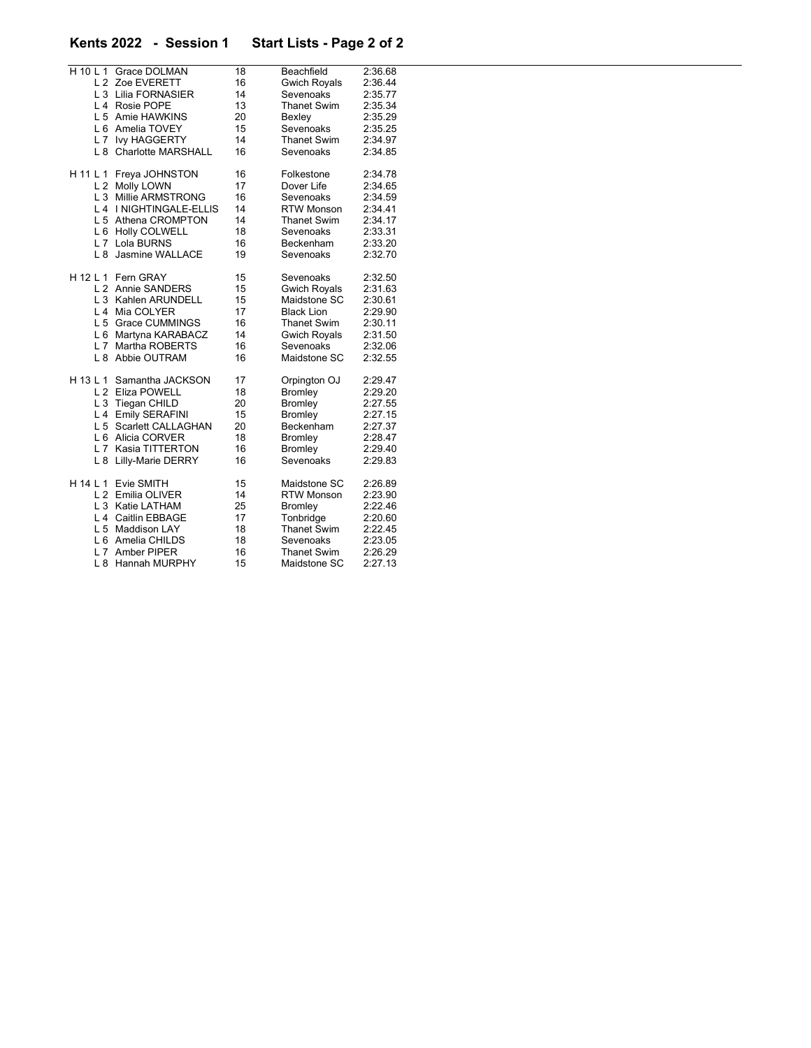## Kents 2022 - Session 1 Start Lists - Page 2 of 2

| | | | | | |
|---|---|---|---|---|---|
| H 10 | L 1 | Grace DOLMAN | 18 | Beachfield | 2:36.68 |
| | L 2 | Zoe EVERETT | 16 | Gwich Royals | 2:36.44 |
| | L 3 | Lilia FORNASIER | 14 | Sevenoaks | 2:35.77 |
| | L 4 | Rosie POPE | 13 | Thanet Swim | 2:35.34 |
| | L 5 | Amie HAWKINS | 20 | Bexley | 2:35.29 |
| | L 6 | Amelia TOVEY | 15 | Sevenoaks | 2:35.25 |
| | L 7 | Ivy HAGGERTY | 14 | Thanet Swim | 2:34.97 |
| | L 8 | Charlotte MARSHALL | 16 | Sevenoaks | 2:34.85 |
| H 11 | L 1 | Freya JOHNSTON | 16 | Folkestone | 2:34.78 |
| | L 2 | Molly LOWN | 17 | Dover Life | 2:34.65 |
| | L 3 | Millie ARMSTRONG | 16 | Sevenoaks | 2:34.59 |
| | L 4 | I NIGHTINGALE-ELLIS | 14 | RTW Monson | 2:34.41 |
| | L 5 | Athena CROMPTON | 14 | Thanet Swim | 2:34.17 |
| | L 6 | Holly COLWELL | 18 | Sevenoaks | 2:33.31 |
| | L 7 | Lola BURNS | 16 | Beckenham | 2:33.20 |
| | L 8 | Jasmine WALLACE | 19 | Sevenoaks | 2:32.70 |
| H 12 | L 1 | Fern GRAY | 15 | Sevenoaks | 2:32.50 |
| | L 2 | Annie SANDERS | 15 | Gwich Royals | 2:31.63 |
| | L 3 | Kahlen ARUNDELL | 15 | Maidstone SC | 2:30.61 |
| | L 4 | Mia COLYER | 17 | Black Lion | 2:29.90 |
| | L 5 | Grace CUMMINGS | 16 | Thanet Swim | 2:30.11 |
| | L 6 | Martyna KARABACZ | 14 | Gwich Royals | 2:31.50 |
| | L 7 | Martha ROBERTS | 16 | Sevenoaks | 2:32.06 |
| | L 8 | Abbie OUTRAM | 16 | Maidstone SC | 2:32.55 |
| H 13 | L 1 | Samantha JACKSON | 17 | Orpington OJ | 2:29.47 |
| | L 2 | Eliza POWELL | 18 | Bromley | 2:29.20 |
| | L 3 | Tiegan CHILD | 20 | Bromley | 2:27.55 |
| | L 4 | Emily SERAFINI | 15 | Bromley | 2:27.15 |
| | L 5 | Scarlett CALLAGHAN | 20 | Beckenham | 2:27.37 |
| | L 6 | Alicia CORVER | 18 | Bromley | 2:28.47 |
| | L 7 | Kasia TITTERTON | 16 | Bromley | 2:29.40 |
| | L 8 | Lilly-Marie DERRY | 16 | Sevenoaks | 2:29.83 |
| H 14 | L 1 | Evie SMITH | 15 | Maidstone SC | 2:26.89 |
| | L 2 | Emilia OLIVER | 14 | RTW Monson | 2:23.90 |
| | L 3 | Katie LATHAM | 25 | Bromley | 2:22.46 |
| | L 4 | Caitlin EBBAGE | 17 | Tonbridge | 2:20.60 |
| | L 5 | Maddison LAY | 18 | Thanet Swim | 2:22.45 |
| | L 6 | Amelia CHILDS | 18 | Sevenoaks | 2:23.05 |
| | L 7 | Amber PIPER | 16 | Thanet Swim | 2:26.29 |
| | L 8 | Hannah MURPHY | 15 | Maidstone SC | 2:27.13 |